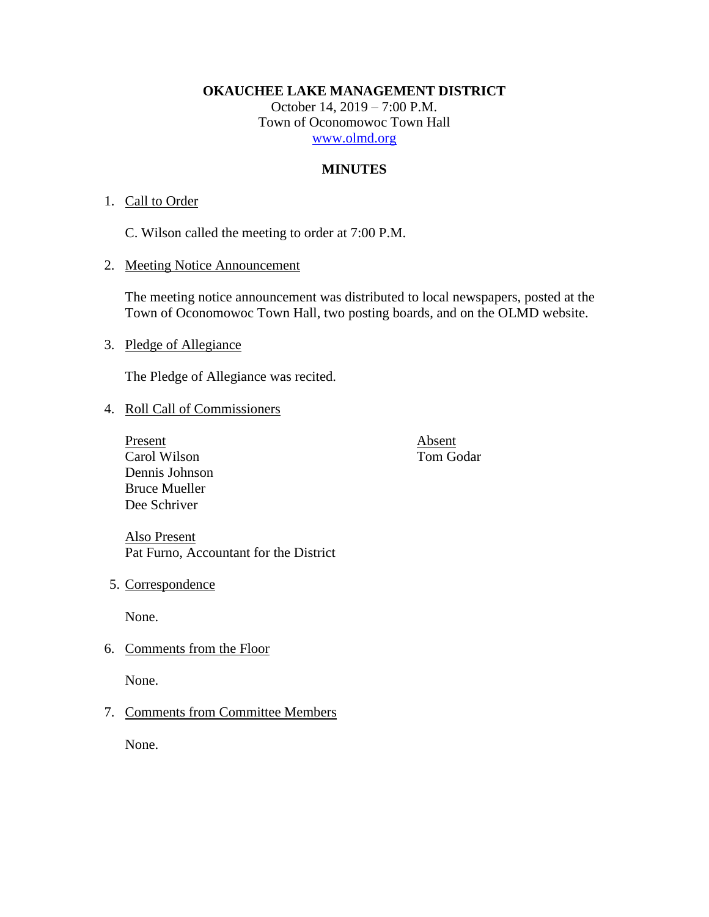**OKAUCHEE LAKE MANAGEMENT DISTRICT**
October 14, 2019 – 7:00 P.M.
Town of Oconomowoc Town Hall
www.olmd.org

**MINUTES**

1. Call to Order

   C. Wilson called the meeting to order at 7:00 P.M.

2. Meeting Notice Announcement

   The meeting notice announcement was distributed to local newspapers, posted at the Town of Oconomowoc Town Hall, two posting boards, and on the OLMD website.

3. Pledge of Allegiance

   The Pledge of Allegiance was recited.

4. Roll Call of Commissioners

   | Present | Absent |
   | --- | --- |
   | Carol Wilson | Tom Godar |
   | Dennis Johnson | |
   | Bruce Mueller | |
   | Dee Schriver | |

   Also Present
   Pat Furno, Accountant for the District

5. Correspondence

   None.

6. Comments from the Floor

   None.

7. Comments from Committee Members

   None.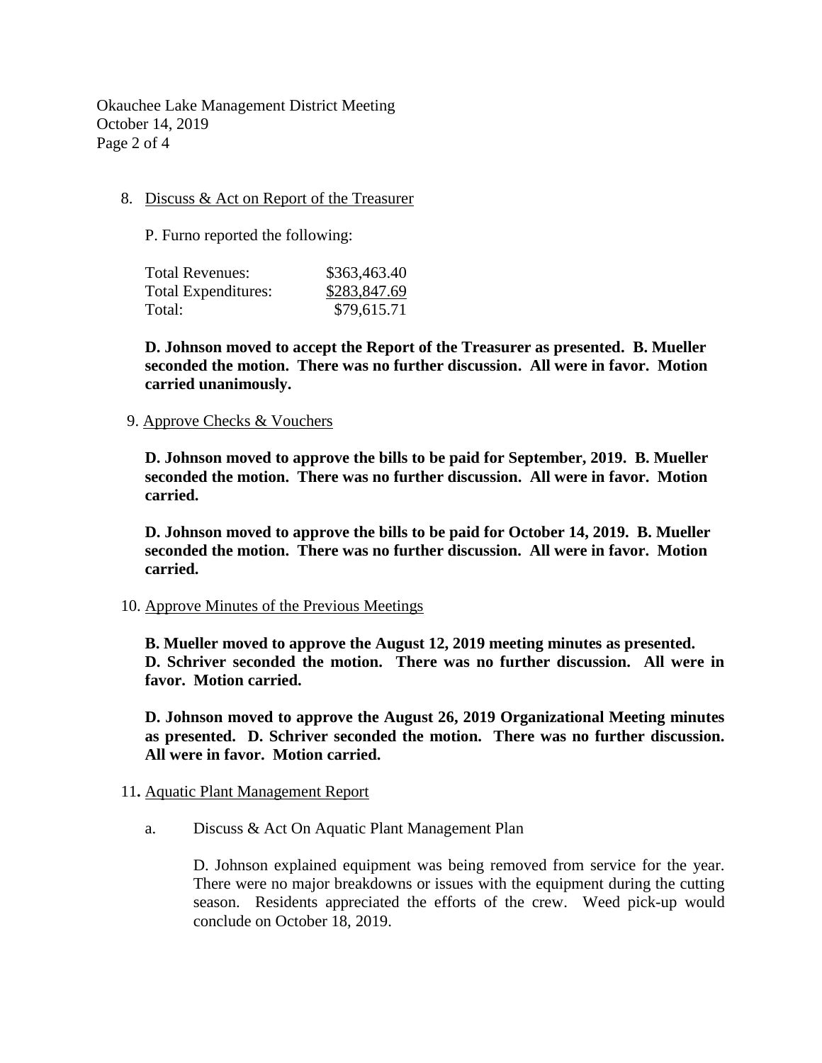8. Discuss & Act on Report of the Treasurer

   P. Furno reported the following:

   | | |
   |---|---|
   | Total Revenues: | $363,463.40 |
   | Total Expenditures: | $283,847.69 |
   | Total: | $79,615.71 |

   **D. Johnson moved to accept the Report of the Treasurer as presented. B. Mueller seconded the motion. There was no further discussion. All were in favor. Motion carried unanimously.**

9. Approve Checks & Vouchers

   **D. Johnson moved to approve the bills to be paid for September, 2019. B. Mueller seconded the motion. There was no further discussion. All were in favor. Motion carried.**

   **D. Johnson moved to approve the bills to be paid for October 14, 2019. B. Mueller seconded the motion. There was no further discussion. All were in favor. Motion carried.**

10. Approve Minutes of the Previous Meetings

    **B. Mueller moved to approve the August 12, 2019 meeting minutes as presented. D. Schriver seconded the motion. There was no further discussion. All were in favor. Motion carried.**

    **D. Johnson moved to approve the August 26, 2019 Organizational Meeting minutes as presented. D. Schriver seconded the motion. There was no further discussion. All were in favor. Motion carried.**

11. Aquatic Plant Management Report

    a. Discuss & Act On Aquatic Plant Management Plan

       D. Johnson explained equipment was being removed from service for the year. There were no major breakdowns or issues with the equipment during the cutting season. Residents appreciated the efforts of the crew. Weed pick-up would conclude on October 18, 2019.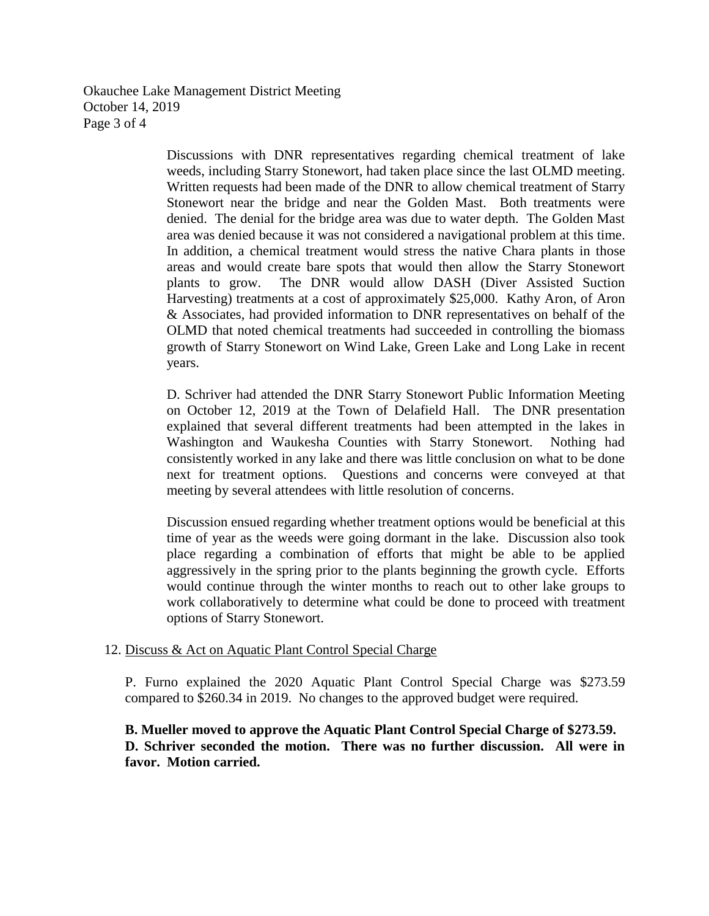Discussions with DNR representatives regarding chemical treatment of lake weeds, including Starry Stonewort, had taken place since the last OLMD meeting. Written requests had been made of the DNR to allow chemical treatment of Starry Stonewort near the bridge and near the Golden Mast. Both treatments were denied. The denial for the bridge area was due to water depth. The Golden Mast area was denied because it was not considered a navigational problem at this time. In addition, a chemical treatment would stress the native Chara plants in those areas and would create bare spots that would then allow the Starry Stonewort plants to grow. The DNR would allow DASH (Diver Assisted Suction Harvesting) treatments at a cost of approximately $25,000. Kathy Aron, of Aron & Associates, had provided information to DNR representatives on behalf of the OLMD that noted chemical treatments had succeeded in controlling the biomass growth of Starry Stonewort on Wind Lake, Green Lake and Long Lake in recent years.

D. Schriver had attended the DNR Starry Stonewort Public Information Meeting on October 12, 2019 at the Town of Delafield Hall. The DNR presentation explained that several different treatments had been attempted in the lakes in Washington and Waukesha Counties with Starry Stonewort. Nothing had consistently worked in any lake and there was little conclusion on what to be done next for treatment options. Questions and concerns were conveyed at that meeting by several attendees with little resolution of concerns.

Discussion ensued regarding whether treatment options would be beneficial at this time of year as the weeds were going dormant in the lake. Discussion also took place regarding a combination of efforts that might be able to be applied aggressively in the spring prior to the plants beginning the growth cycle. Efforts would continue through the winter months to reach out to other lake groups to work collaboratively to determine what could be done to proceed with treatment options of Starry Stonewort.

12. Discuss & Act on Aquatic Plant Control Special Charge

P. Furno explained the 2020 Aquatic Plant Control Special Charge was $273.59 compared to $260.34 in 2019. No changes to the approved budget were required.

**B. Mueller moved to approve the Aquatic Plant Control Special Charge of $273.59. D. Schriver seconded the motion. There was no further discussion. All were in favor. Motion carried.**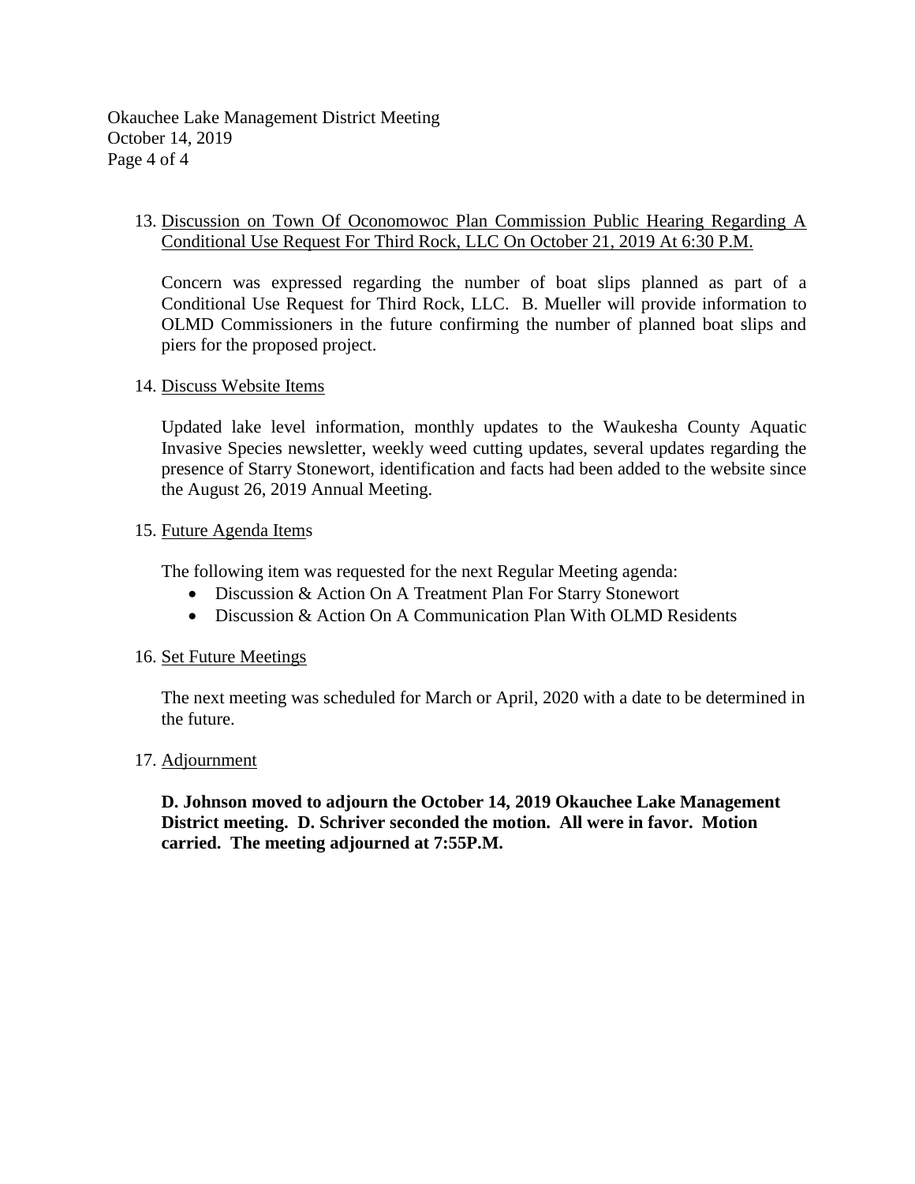13. Discussion on Town Of Oconomowoc Plan Commission Public Hearing Regarding A Conditional Use Request For Third Rock, LLC On October 21, 2019 At 6:30 P.M.

    Concern was expressed regarding the number of boat slips planned as part of a Conditional Use Request for Third Rock, LLC. B. Mueller will provide information to OLMD Commissioners in the future confirming the number of planned boat slips and piers for the proposed project.

14. Discuss Website Items

    Updated lake level information, monthly updates to the Waukesha County Aquatic Invasive Species newsletter, weekly weed cutting updates, several updates regarding the presence of Starry Stonewort, identification and facts had been added to the website since the August 26, 2019 Annual Meeting.

15. Future Agenda Items

    The following item was requested for the next Regular Meeting agenda:
    - Discussion & Action On A Treatment Plan For Starry Stonewort
    - Discussion & Action On A Communication Plan With OLMD Residents

16. Set Future Meetings

    The next meeting was scheduled for March or April, 2020 with a date to be determined in the future.

17. Adjournment

    **D. Johnson moved to adjourn the October 14, 2019 Okauchee Lake Management District meeting. D. Schriver seconded the motion. All were in favor. Motion carried. The meeting adjourned at 7:55P.M.**